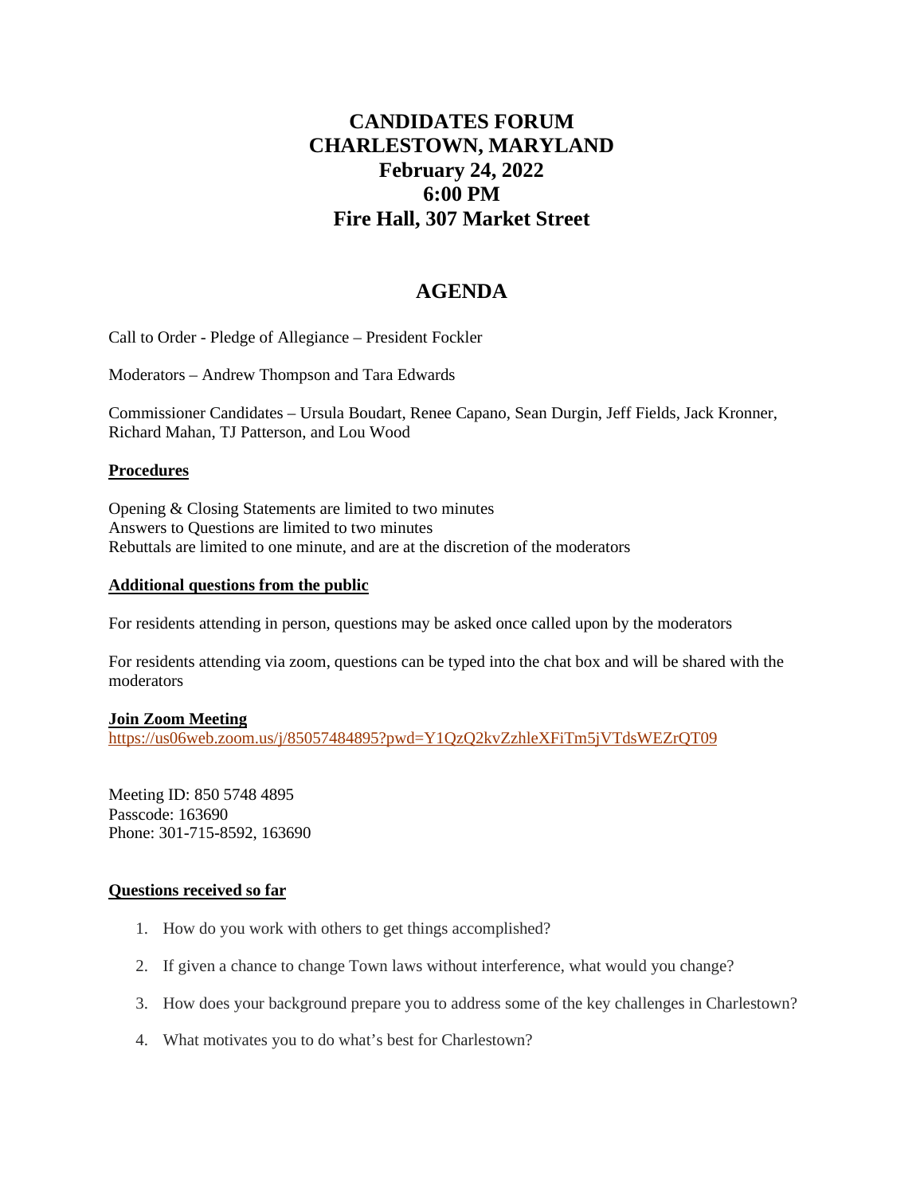# CANDIDATES FORUM
# CHARLESTOWN, MARYLAND
# February 24, 2022
# 6:00 PM
# Fire Hall, 307 Market Street

## AGENDA

Call to Order - Pledge of Allegiance – President Fockler

Moderators – Andrew Thompson and Tara Edwards

Commissioner Candidates – Ursula Boudart, Renee Capano, Sean Durgin, Jeff Fields, Jack Kronner, Richard Mahan, TJ Patterson, and Lou Wood

**Procedures**

Opening & Closing Statements are limited to two minutes
Answers to Questions are limited to two minutes
Rebuttals are limited to one minute, and are at the discretion of the moderators

**Additional questions from the public**

For residents attending in person, questions may be asked once called upon by the moderators

For residents attending via zoom, questions can be typed into the chat box and will be shared with the moderators

**Join Zoom Meeting**
https://us06web.zoom.us/j/85057484895?pwd=Y1QzQ2kvZzhleXFiTm5jVTdsWEZrQT09

Meeting ID: 850 5748 4895
Passcode: 163690
Phone: 301-715-8592, 163690

**Questions received so far**

1. How do you work with others to get things accomplished?
2. If given a chance to change Town laws without interference, what would you change?
3. How does your background prepare you to address some of the key challenges in Charlestown?
4. What motivates you to do what's best for Charlestown?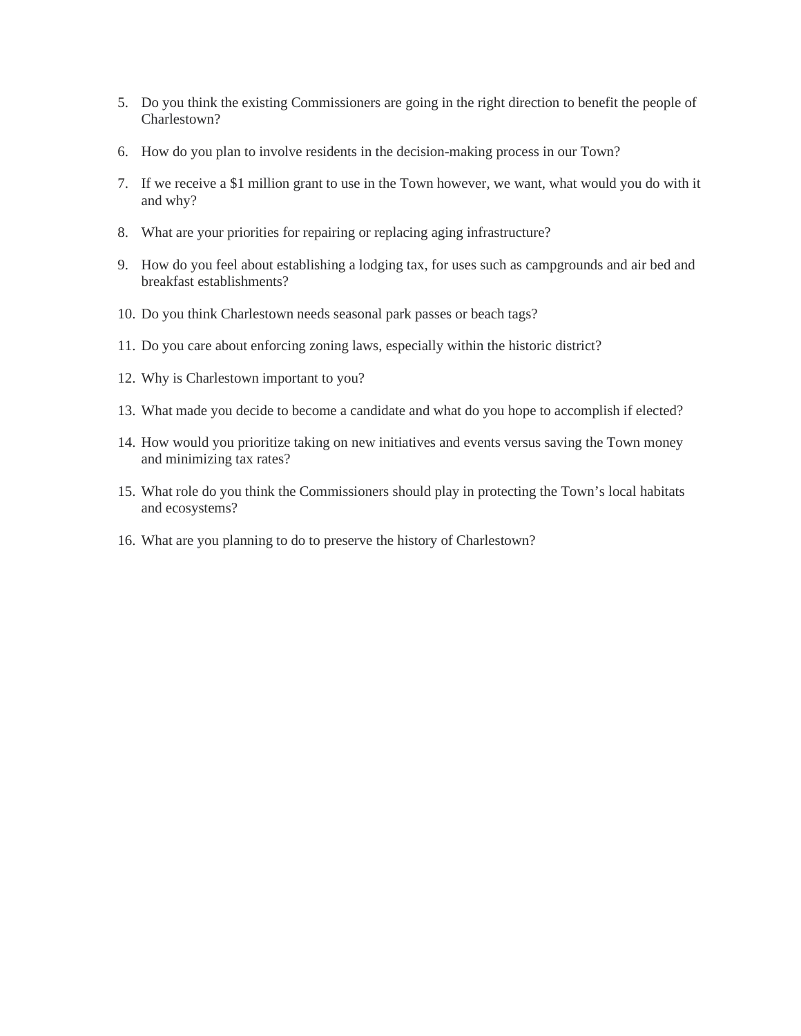5. Do you think the existing Commissioners are going in the right direction to benefit the people of Charlestown?

6. How do you plan to involve residents in the decision-making process in our Town?

7. If we receive a $1 million grant to use in the Town however, we want, what would you do with it and why?

8. What are your priorities for repairing or replacing aging infrastructure?

9. How do you feel about establishing a lodging tax, for uses such as campgrounds and air bed and breakfast establishments?

10. Do you think Charlestown needs seasonal park passes or beach tags?

11. Do you care about enforcing zoning laws, especially within the historic district?

12. Why is Charlestown important to you?

13. What made you decide to become a candidate and what do you hope to accomplish if elected?

14. How would you prioritize taking on new initiatives and events versus saving the Town money and minimizing tax rates?

15. What role do you think the Commissioners should play in protecting the Town's local habitats and ecosystems?

16. What are you planning to do to preserve the history of Charlestown?